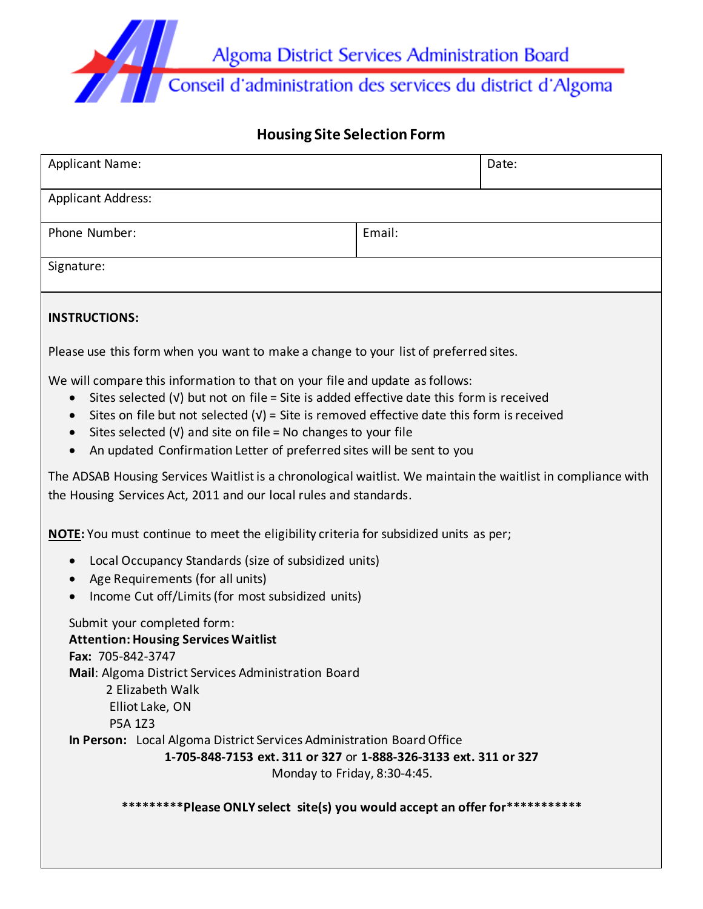Algoma District Services Administration Board

Conseil d'administration des services du district d'Algoma

## Housing Site Selection Form

| Applicant Name: | | Date: |
|---|---|---|
| Applicant Address: | | |
| Phone Number: | Email: | |
| Signature: | | |

**INSTRUCTIONS:**

Please use this form when you want to make a change to your list of preferred sites.

We will compare this information to that on your file and update as follows:

- Sites selected (√) but not on file = Site is added effective date this form is received
- Sites on file but not selected (√) = Site is removed effective date this form is received
- Sites selected (√) and site on file = No changes to your file
- An updated Confirmation Letter of preferred sites will be sent to you

The ADSAB Housing Services Waitlist is a chronological waitlist. We maintain the waitlist in compliance with the Housing Services Act, 2011 and our local rules and standards.

**NOTE:** You must continue to meet the eligibility criteria for subsidized units as per;

- Local Occupancy Standards (size of subsidized units)
- Age Requirements (for all units)
- Income Cut off/Limits (for most subsidized units)

Submit your completed form:
**Attention: Housing Services Waitlist**
**Fax:** 705-842-3747
**Mail**: Algoma District Services Administration Board
2 Elizabeth Walk
Elliot Lake, ON
P5A 1Z3
**In Person:** Local Algoma District Services Administration Board Office
**1-705-848-7153 ext. 311 or 327** or **1-888-326-3133 ext. 311 or 327**
Monday to Friday, 8:30-4:45.

**\*\*\*\*\*\*\*\*\*Please ONLY select site(s) you would accept an offer for\*\*\*\*\*\*\*\*\*\*\***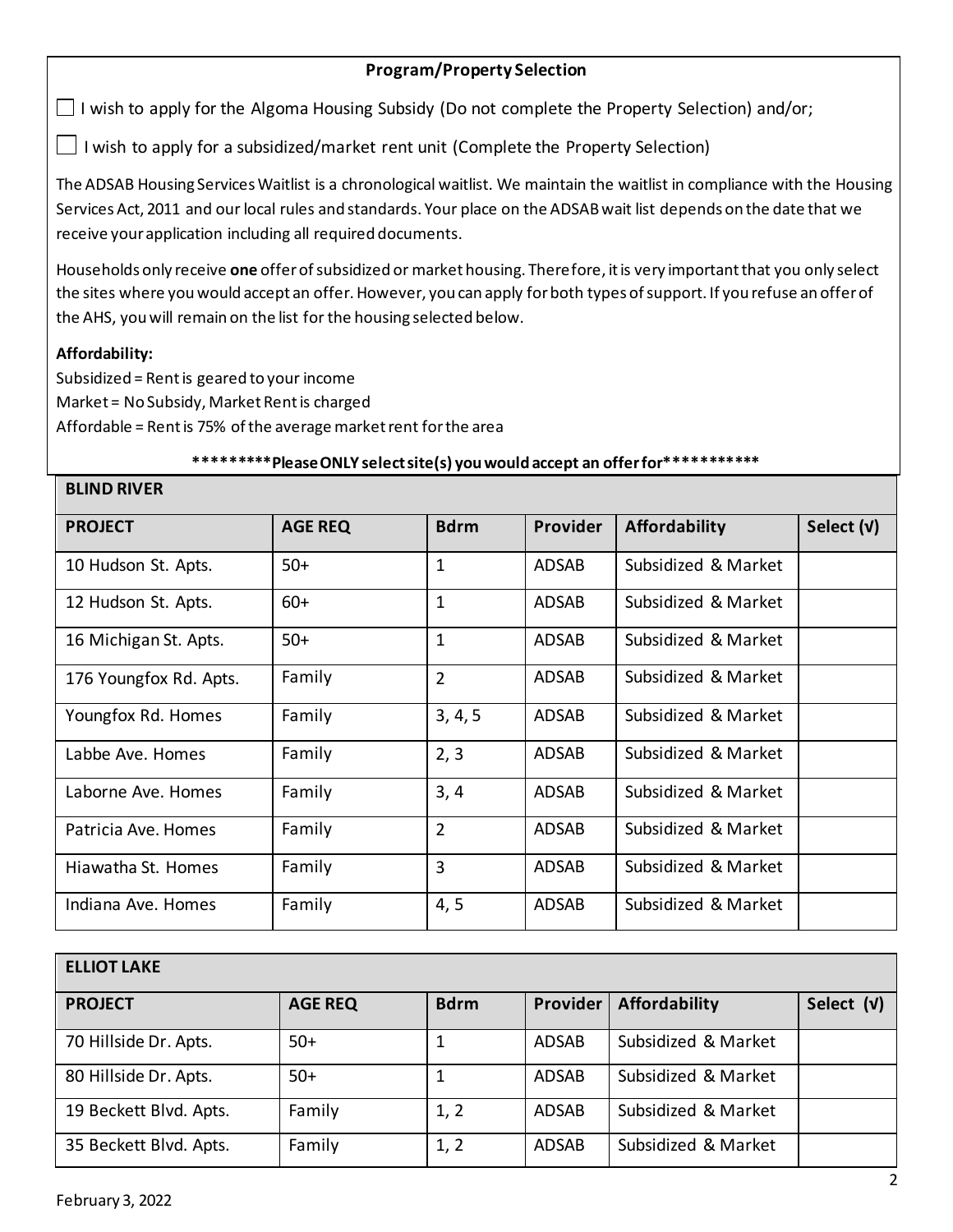## Program/Property Selection

☐ I wish to apply for the Algoma Housing Subsidy (Do not complete the Property Selection) and/or;

☐ I wish to apply for a subsidized/market rent unit (Complete the Property Selection)

The ADSAB Housing Services Waitlist is a chronological waitlist. We maintain the waitlist in compliance with the Housing Services Act, 2011 and our local rules and standards. Your place on the ADSAB wait list depends on the date that we receive your application including all required documents.

Households only receive **one** offer of subsidized or market housing. Therefore, it is very important that you only select the sites where you would accept an offer. However, you can apply for both types of support. If you refuse an offer of the AHS, you will remain on the list for the housing selected below.

**Affordability:**
Subsidized = Rent is geared to your income
Market = No Subsidy, Market Rent is charged
Affordable = Rent is 75% of the average market rent for the area

**\*\*\*\*\*\*\*\*\*Please ONLY select site(s) you would accept an offer for\*\*\*\*\*\*\*\*\*\*\***

**BLIND RIVER**

| PROJECT | AGE REQ | Bdrm | Provider | Affordability | Select (√) |
|---|---|---|---|---|---|
| 10 Hudson St. Apts. | 50+ | 1 | ADSAB | Subsidized & Market | |
| 12 Hudson St. Apts. | 60+ | 1 | ADSAB | Subsidized & Market | |
| 16 Michigan St. Apts. | 50+ | 1 | ADSAB | Subsidized & Market | |
| 176 Youngfox Rd. Apts. | Family | 2 | ADSAB | Subsidized & Market | |
| Youngfox Rd. Homes | Family | 3, 4, 5 | ADSAB | Subsidized & Market | |
| Labbe Ave. Homes | Family | 2, 3 | ADSAB | Subsidized & Market | |
| Laborne Ave. Homes | Family | 3, 4 | ADSAB | Subsidized & Market | |
| Patricia Ave. Homes | Family | 2 | ADSAB | Subsidized & Market | |
| Hiawatha St. Homes | Family | 3 | ADSAB | Subsidized & Market | |
| Indiana Ave. Homes | Family | 4, 5 | ADSAB | Subsidized & Market | |

**ELLIOT LAKE**

| PROJECT | AGE REQ | Bdrm | Provider | Affordability | Select (√) |
|---|---|---|---|---|---|
| 70 Hillside Dr. Apts. | 50+ | 1 | ADSAB | Subsidized & Market | |
| 80 Hillside Dr. Apts. | 50+ | 1 | ADSAB | Subsidized & Market | |
| 19 Beckett Blvd. Apts. | Family | 1, 2 | ADSAB | Subsidized & Market | |
| 35 Beckett Blvd. Apts. | Family | 1, 2 | ADSAB | Subsidized & Market | |

February 3, 2022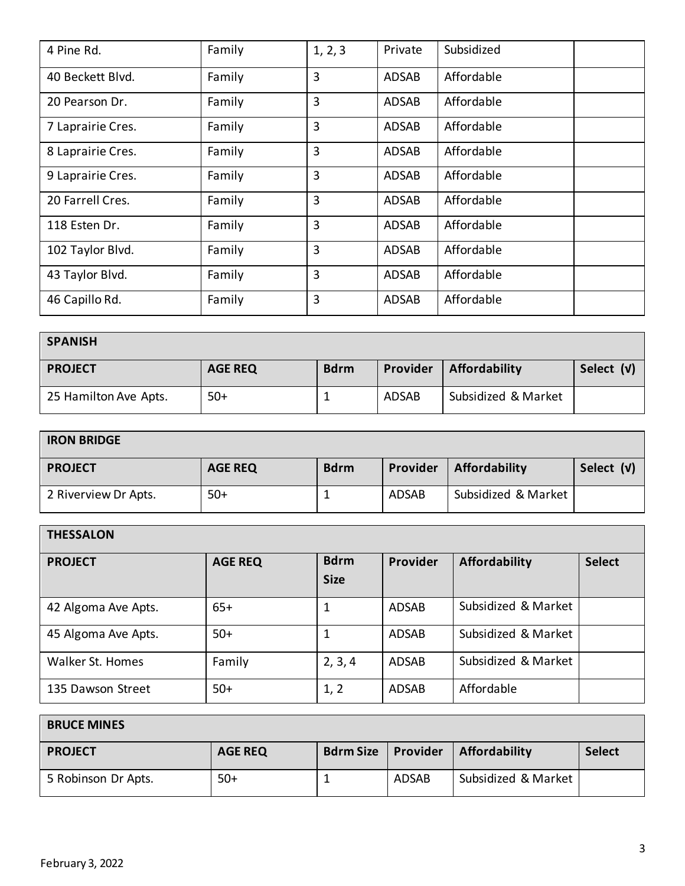| | | | | | |
|---|---|---|---|---|---|
| 4 Pine Rd. | Family | 1, 2, 3 | Private | Subsidized | |
| 40 Beckett Blvd. | Family | 3 | ADSAB | Affordable | |
| 20 Pearson Dr. | Family | 3 | ADSAB | Affordable | |
| 7 Laprairie Cres. | Family | 3 | ADSAB | Affordable | |
| 8 Laprairie Cres. | Family | 3 | ADSAB | Affordable | |
| 9 Laprairie Cres. | Family | 3 | ADSAB | Affordable | |
| 20 Farrell Cres. | Family | 3 | ADSAB | Affordable | |
| 118 Esten Dr. | Family | 3 | ADSAB | Affordable | |
| 102 Taylor Blvd. | Family | 3 | ADSAB | Affordable | |
| 43 Taylor Blvd. | Family | 3 | ADSAB | Affordable | |
| 46 Capillo Rd. | Family | 3 | ADSAB | Affordable | |

| **SPANISH** | | | | | |
|---|---|---|---|---|---|
| **PROJECT** | **AGE REQ** | **Bdrm** | **Provider** | **Affordability** | **Select (√)** |
| 25 Hamilton Ave Apts. | 50+ | 1 | ADSAB | Subsidized & Market | |

| **IRON BRIDGE** | | | | | |
|---|---|---|---|---|---|
| **PROJECT** | **AGE REQ** | **Bdrm** | **Provider** | **Affordability** | **Select (√)** |
| 2 Riverview Dr Apts. | 50+ | 1 | ADSAB | Subsidized & Market | |

| **THESSALON** | | | | | |
|---|---|---|---|---|---|
| **PROJECT** | **AGE REQ** | **Bdrm Size** | **Provider** | **Affordability** | **Select** |
| 42 Algoma Ave Apts. | 65+ | 1 | ADSAB | Subsidized & Market | |
| 45 Algoma Ave Apts. | 50+ | 1 | ADSAB | Subsidized & Market | |
| Walker St. Homes | Family | 2, 3, 4 | ADSAB | Subsidized & Market | |
| 135 Dawson Street | 50+ | 1, 2 | ADSAB | Affordable | |

| **BRUCE MINES** | | | | | |
|---|---|---|---|---|---|
| **PROJECT** | **AGE REQ** | **Bdrm Size** | **Provider** | **Affordability** | **Select** |
| 5 Robinson Dr Apts. | 50+ | 1 | ADSAB | Subsidized & Market | |

February 3, 2022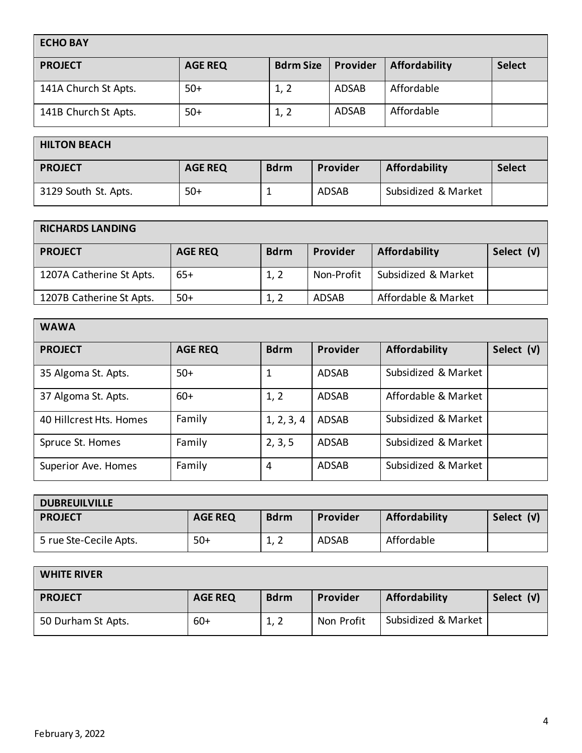| ECHO BAY | | | | | |
|---|---|---|---|---|---|
| **PROJECT** | **AGE REQ** | **Bdrm Size** | **Provider** | **Affordability** | **Select** |
| 141A Church St Apts. | 50+ | 1, 2 | ADSAB | Affordable | |
| 141B Church St Apts. | 50+ | 1, 2 | ADSAB | Affordable | |

| HILTON BEACH | | | | | |
|---|---|---|---|---|---|
| **PROJECT** | **AGE REQ** | **Bdrm** | **Provider** | **Affordability** | **Select** |
| 3129 South St. Apts. | 50+ | 1 | ADSAB | Subsidized & Market | |

| RICHARDS LANDING | | | | | |
|---|---|---|---|---|---|
| **PROJECT** | **AGE REQ** | **Bdrm** | **Provider** | **Affordability** | **Select (√)** |
| 1207A Catherine St Apts. | 65+ | 1, 2 | Non-Profit | Subsidized & Market | |
| 1207B Catherine St Apts. | 50+ | 1, 2 | ADSAB | Affordable & Market | |

| WAWA | | | | | |
|---|---|---|---|---|---|
| **PROJECT** | **AGE REQ** | **Bdrm** | **Provider** | **Affordability** | **Select (√)** |
| 35 Algoma St. Apts. | 50+ | 1 | ADSAB | Subsidized & Market | |
| 37 Algoma St. Apts. | 60+ | 1, 2 | ADSAB | Affordable & Market | |
| 40 Hillcrest Hts. Homes | Family | 1, 2, 3, 4 | ADSAB | Subsidized & Market | |
| Spruce St. Homes | Family | 2, 3, 5 | ADSAB | Subsidized & Market | |
| Superior Ave. Homes | Family | 4 | ADSAB | Subsidized & Market | |

| DUBREUILVILLE | | | | | |
|---|---|---|---|---|---|
| **PROJECT** | **AGE REQ** | **Bdrm** | **Provider** | **Affordability** | **Select (√)** |
| 5 rue Ste-Cecile Apts. | 50+ | 1, 2 | ADSAB | Affordable | |

| WHITE RIVER | | | | | |
|---|---|---|---|---|---|
| **PROJECT** | **AGE REQ** | **Bdrm** | **Provider** | **Affordability** | **Select (√)** |
| 50 Durham St Apts. | 60+ | 1, 2 | Non Profit | Subsidized & Market | |

February 3, 2022